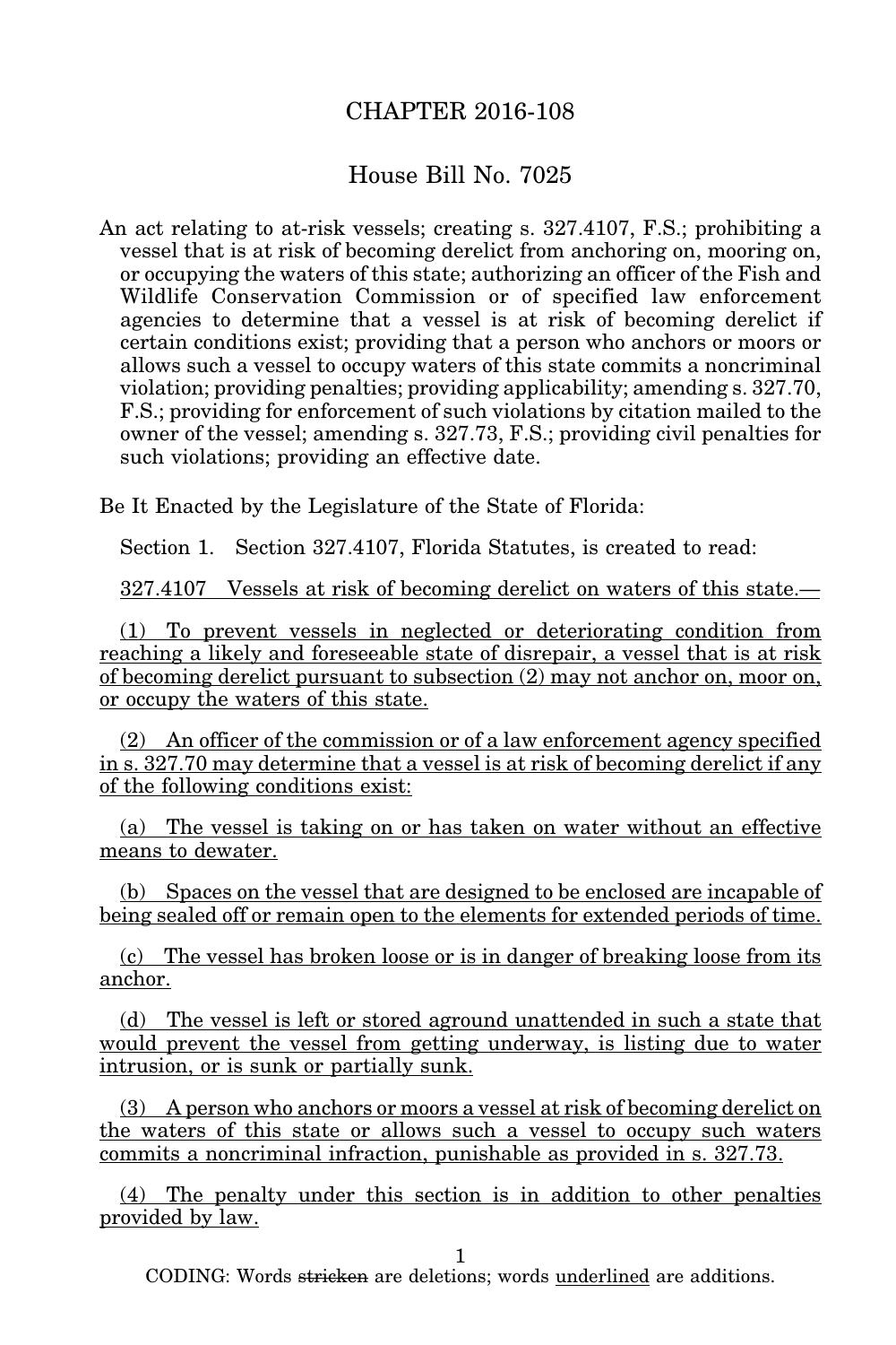# CHAPTER 2016-108

## House Bill No. 7025

An act relating to at-risk vessels; creating s. 327.4107, F.S.; prohibiting a vessel that is at risk of becoming derelict from anchoring on, mooring on, or occupying the waters of this state; authorizing an officer of the Fish and Wildlife Conservation Commission or of specified law enforcement agencies to determine that a vessel is at risk of becoming derelict if certain conditions exist; providing that a person who anchors or moors or allows such a vessel to occupy waters of this state commits a noncriminal violation; providing penalties; providing applicability; amending s. 327.70, F.S.; providing for enforcement of such violations by citation mailed to the owner of the vessel; amending s. 327.73, F.S.; providing civil penalties for such violations; providing an effective date.

Be It Enacted by the Legislature of the State of Florida:

Section 1. Section 327.4107, Florida Statutes, is created to read:

<u>327.4107 Vessels at risk of becoming derelict on waters of this state.—</u>

<u>(1) To prevent vessels in neglected or deteriorating condition from reaching a likely and foreseeable state of disrepair, a vessel that is at risk of becoming derelict pursuant to subsection (2) may not anchor on, moor on, or occupy the waters of this state.</u>

<u>(2) An officer of the commission or of a law enforcement agency specified in s. 327.70 may determine that a vessel is at risk of becoming derelict if any of the following conditions exist:</u>

<u>(a) The vessel is taking on or has taken on water without an effective means to dewater.</u>

<u>(b) Spaces on the vessel that are designed to be enclosed are incapable of being sealed off or remain open to the elements for extended periods of time.</u>

<u>(c) The vessel has broken loose or is in danger of breaking loose from its anchor.</u>

<u>(d) The vessel is left or stored aground unattended in such a state that would prevent the vessel from getting underway, is listing due to water intrusion, or is sunk or partially sunk.</u>

<u>(3) A person who anchors or moors a vessel at risk of becoming derelict on the waters of this state or allows such a vessel to occupy such waters commits a noncriminal infraction, punishable as provided in s. 327.73.</u>

<u>(4) The penalty under this section is in addition to other penalties provided by law.</u>

CODING: Words ~~stricken~~ are deletions; words <u>underlined</u> are additions.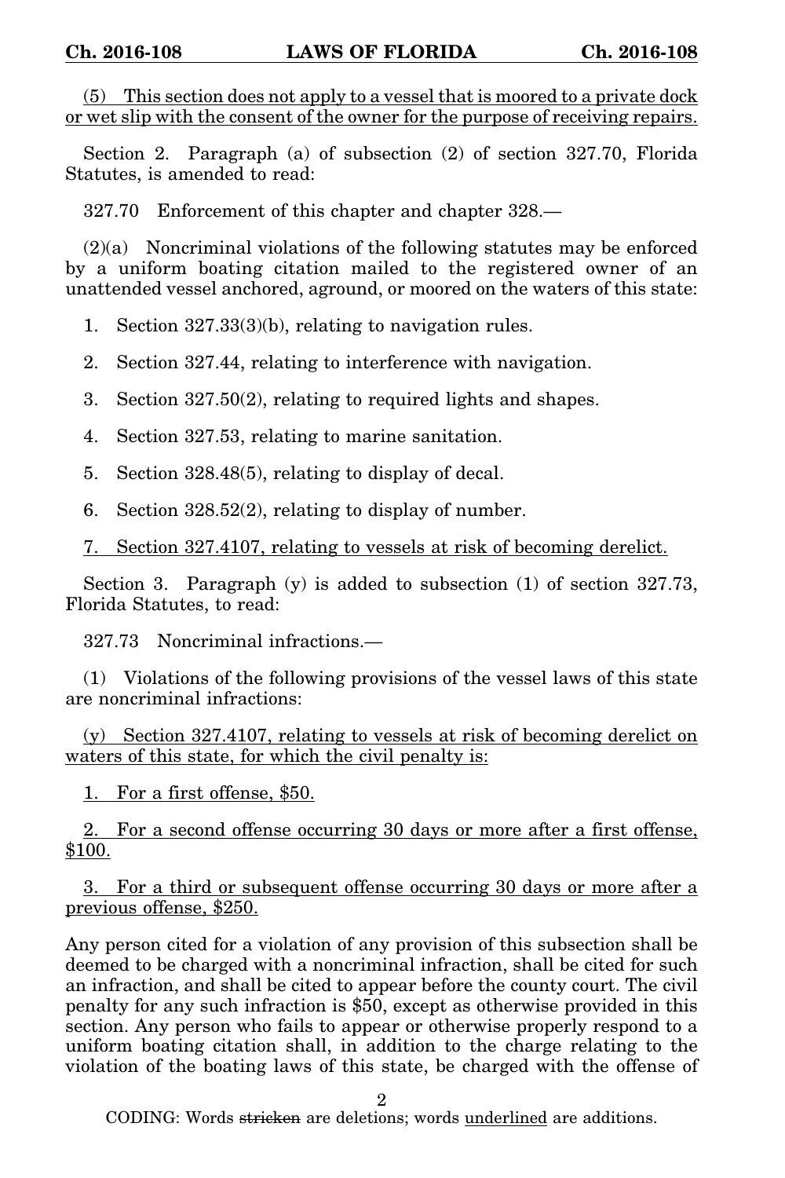(5) This section does not apply to a vessel that is moored to a private dock or wet slip with the consent of the owner for the purpose of receiving repairs.

Section 2. Paragraph (a) of subsection (2) of section 327.70, Florida Statutes, is amended to read:

327.70 Enforcement of this chapter and chapter 328.—

(2)(a) Noncriminal violations of the following statutes may be enforced by a uniform boating citation mailed to the registered owner of an unattended vessel anchored, aground, or moored on the waters of this state:

1. Section 327.33(3)(b), relating to navigation rules.

2. Section 327.44, relating to interference with navigation.

3. Section 327.50(2), relating to required lights and shapes.

4. Section 327.53, relating to marine sanitation.

5. Section 328.48(5), relating to display of decal.

6. Section 328.52(2), relating to display of number.

7. Section 327.4107, relating to vessels at risk of becoming derelict.

Section 3. Paragraph (y) is added to subsection (1) of section 327.73, Florida Statutes, to read:

327.73 Noncriminal infractions.—

(1) Violations of the following provisions of the vessel laws of this state are noncriminal infractions:

(y) Section 327.4107, relating to vessels at risk of becoming derelict on waters of this state, for which the civil penalty is:

1. For a first offense, $50.

2. For a second offense occurring 30 days or more after a first offense, $100.

3. For a third or subsequent offense occurring 30 days or more after a previous offense, $250.

Any person cited for a violation of any provision of this subsection shall be deemed to be charged with a noncriminal infraction, shall be cited for such an infraction, and shall be cited to appear before the county court. The civil penalty for any such infraction is $50, except as otherwise provided in this section. Any person who fails to appear or otherwise properly respond to a uniform boating citation shall, in addition to the charge relating to the violation of the boating laws of this state, be charged with the offense of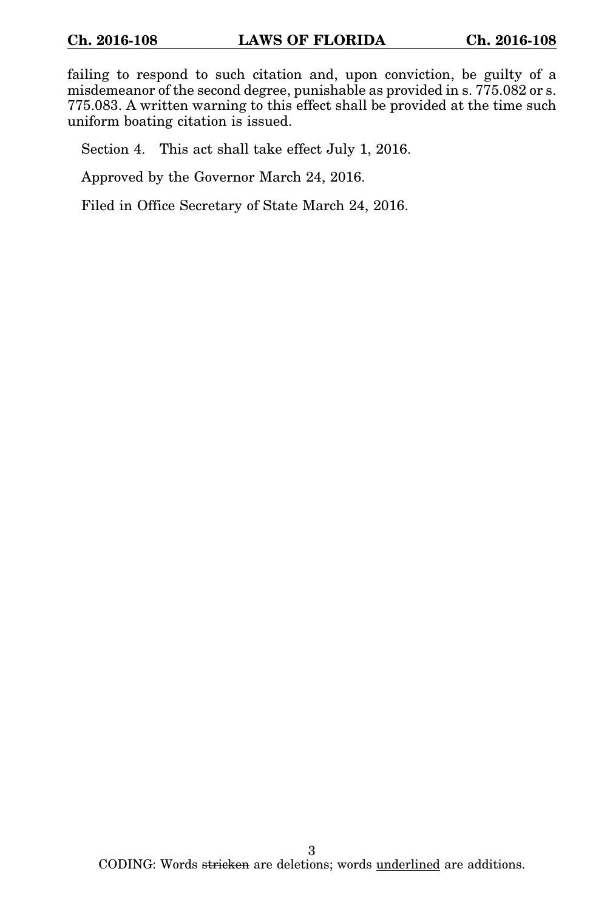failing to respond to such citation and, upon conviction, be guilty of a misdemeanor of the second degree, punishable as provided in s. 775.082 or s. 775.083. A written warning to this effect shall be provided at the time such uniform boating citation is issued.

Section 4. This act shall take effect July 1, 2016.

Approved by the Governor March 24, 2016.

Filed in Office Secretary of State March 24, 2016.

CODING: Words ~~stricken~~ are deletions; words <u>underlined</u> are additions.